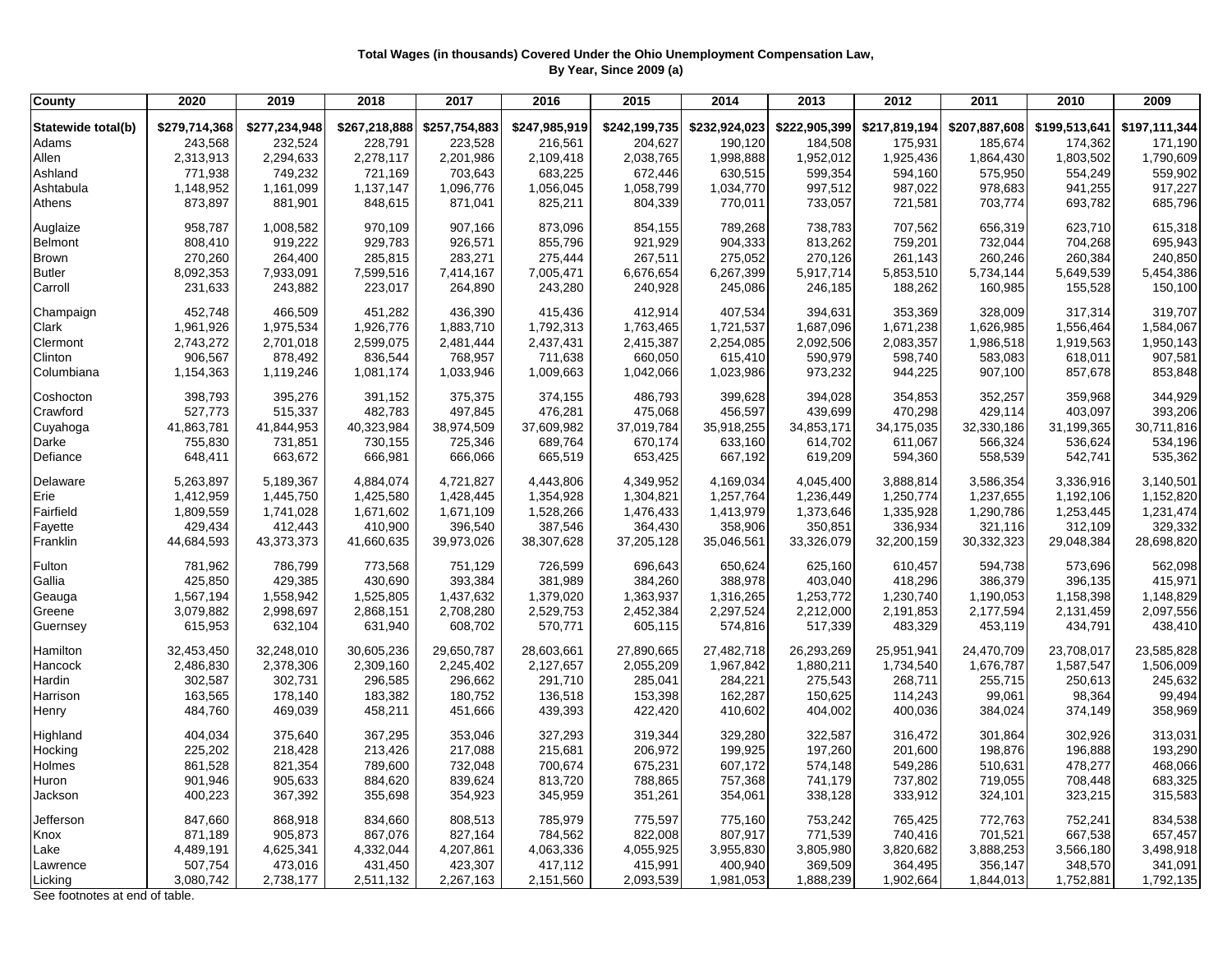**Total Wages (in thousands) Covered Under the Ohio Unemployment Compensation Law,**
**By Year, Since 2009 (a)**

| County | 2020 | 2019 | 2018 | 2017 | 2016 | 2015 | 2014 | 2013 | 2012 | 2011 | 2010 | 2009 |
|---|---|---|---|---|---|---|---|---|---|---|---|---|
| **Statewide total(b)** | **$279,714,368** | **$277,234,948** | **$267,218,888** | **$257,754,883** | **$247,985,919** | **$242,199,735** | **$232,924,023** | **$222,905,399** | **$217,819,194** | **$207,887,608** | **$199,513,641** | **$197,111,344** |
| Adams | 243,568 | 232,524 | 228,791 | 223,528 | 216,561 | 204,627 | 190,120 | 184,508 | 175,931 | 185,674 | 174,362 | 171,190 |
| Allen | 2,313,913 | 2,294,633 | 2,278,117 | 2,201,986 | 2,109,418 | 2,038,765 | 1,998,888 | 1,952,012 | 1,925,436 | 1,864,430 | 1,803,502 | 1,790,609 |
| Ashland | 771,938 | 749,232 | 721,169 | 703,643 | 683,225 | 672,446 | 630,515 | 599,354 | 594,160 | 575,950 | 554,249 | 559,902 |
| Ashtabula | 1,148,952 | 1,161,099 | 1,137,147 | 1,096,776 | 1,056,045 | 1,058,799 | 1,034,770 | 997,512 | 987,022 | 978,683 | 941,255 | 917,227 |
| Athens | 873,897 | 881,901 | 848,615 | 871,041 | 825,211 | 804,339 | 770,011 | 733,057 | 721,581 | 703,774 | 693,782 | 685,796 |
| Auglaize | 958,787 | 1,008,582 | 970,109 | 907,166 | 873,096 | 854,155 | 789,268 | 738,783 | 707,562 | 656,319 | 623,710 | 615,318 |
| Belmont | 808,410 | 919,222 | 929,783 | 926,571 | 855,796 | 921,929 | 904,333 | 813,262 | 759,201 | 732,044 | 704,268 | 695,943 |
| Brown | 270,260 | 264,400 | 285,815 | 283,271 | 275,444 | 267,511 | 275,052 | 270,126 | 261,143 | 260,246 | 260,384 | 240,850 |
| Butler | 8,092,353 | 7,933,091 | 7,599,516 | 7,414,167 | 7,005,471 | 6,676,654 | 6,267,399 | 5,917,714 | 5,853,510 | 5,734,144 | 5,649,539 | 5,454,386 |
| Carroll | 231,633 | 243,882 | 223,017 | 264,890 | 243,280 | 240,928 | 245,086 | 246,185 | 188,262 | 160,985 | 155,528 | 150,100 |
| Champaign | 452,748 | 466,509 | 451,282 | 436,390 | 415,436 | 412,914 | 407,534 | 394,631 | 353,369 | 328,009 | 317,314 | 319,707 |
| Clark | 1,961,926 | 1,975,534 | 1,926,776 | 1,883,710 | 1,792,313 | 1,763,465 | 1,721,537 | 1,687,096 | 1,671,238 | 1,626,985 | 1,556,464 | 1,584,067 |
| Clermont | 2,743,272 | 2,701,018 | 2,599,075 | 2,481,444 | 2,437,431 | 2,415,387 | 2,254,085 | 2,092,506 | 2,083,357 | 1,986,518 | 1,919,563 | 1,950,143 |
| Clinton | 906,567 | 878,492 | 836,544 | 768,957 | 711,638 | 660,050 | 615,410 | 590,979 | 598,740 | 583,083 | 618,011 | 907,581 |
| Columbiana | 1,154,363 | 1,119,246 | 1,081,174 | 1,033,946 | 1,009,663 | 1,042,066 | 1,023,986 | 973,232 | 944,225 | 907,100 | 857,678 | 853,848 |
| Coshocton | 398,793 | 395,276 | 391,152 | 375,375 | 374,155 | 486,793 | 399,628 | 394,028 | 354,853 | 352,257 | 359,968 | 344,929 |
| Crawford | 527,773 | 515,337 | 482,783 | 497,845 | 476,281 | 475,068 | 456,597 | 439,699 | 470,298 | 429,114 | 403,097 | 393,206 |
| Cuyahoga | 41,863,781 | 41,844,953 | 40,323,984 | 38,974,509 | 37,609,982 | 37,019,784 | 35,918,255 | 34,853,171 | 34,175,035 | 32,330,186 | 31,199,365 | 30,711,816 |
| Darke | 755,830 | 731,851 | 730,155 | 725,346 | 689,764 | 670,174 | 633,160 | 614,702 | 611,067 | 566,324 | 536,624 | 534,196 |
| Defiance | 648,411 | 663,672 | 666,981 | 666,066 | 665,519 | 653,425 | 667,192 | 619,209 | 594,360 | 558,539 | 542,741 | 535,362 |
| Delaware | 5,263,897 | 5,189,367 | 4,884,074 | 4,721,827 | 4,443,806 | 4,349,952 | 4,169,034 | 4,045,400 | 3,888,814 | 3,586,354 | 3,336,916 | 3,140,501 |
| Erie | 1,412,959 | 1,445,750 | 1,425,580 | 1,428,445 | 1,354,928 | 1,304,821 | 1,257,764 | 1,236,449 | 1,250,774 | 1,237,655 | 1,192,106 | 1,152,820 |
| Fairfield | 1,809,559 | 1,741,028 | 1,671,602 | 1,671,109 | 1,528,266 | 1,476,433 | 1,413,979 | 1,373,646 | 1,335,928 | 1,290,786 | 1,253,445 | 1,231,474 |
| Fayette | 429,434 | 412,443 | 410,900 | 396,540 | 387,546 | 364,430 | 358,906 | 350,851 | 336,934 | 321,116 | 312,109 | 329,332 |
| Franklin | 44,684,593 | 43,373,373 | 41,660,635 | 39,973,026 | 38,307,628 | 37,205,128 | 35,046,561 | 33,326,079 | 32,200,159 | 30,332,323 | 29,048,384 | 28,698,820 |
| Fulton | 781,962 | 786,799 | 773,568 | 751,129 | 726,599 | 696,643 | 650,624 | 625,160 | 610,457 | 594,738 | 573,696 | 562,098 |
| Gallia | 425,850 | 429,385 | 430,690 | 393,384 | 381,989 | 384,260 | 388,978 | 403,040 | 418,296 | 386,379 | 396,135 | 415,971 |
| Geauga | 1,567,194 | 1,558,942 | 1,525,805 | 1,437,632 | 1,379,020 | 1,363,937 | 1,316,265 | 1,253,772 | 1,230,740 | 1,190,053 | 1,158,398 | 1,148,829 |
| Greene | 3,079,882 | 2,998,697 | 2,868,151 | 2,708,280 | 2,529,753 | 2,452,384 | 2,297,524 | 2,212,000 | 2,191,853 | 2,177,594 | 2,131,459 | 2,097,556 |
| Guernsey | 615,953 | 632,104 | 631,940 | 608,702 | 570,771 | 605,115 | 574,816 | 517,339 | 483,329 | 453,119 | 434,791 | 438,410 |
| Hamilton | 32,453,450 | 32,248,010 | 30,605,236 | 29,650,787 | 28,603,661 | 27,890,665 | 27,482,718 | 26,293,269 | 25,951,941 | 24,470,709 | 23,708,017 | 23,585,828 |
| Hancock | 2,486,830 | 2,378,306 | 2,309,160 | 2,245,402 | 2,127,657 | 2,055,209 | 1,967,842 | 1,880,211 | 1,734,540 | 1,676,787 | 1,587,547 | 1,506,009 |
| Hardin | 302,587 | 302,731 | 296,585 | 296,662 | 291,710 | 285,041 | 284,221 | 275,543 | 268,711 | 255,715 | 250,613 | 245,632 |
| Harrison | 163,565 | 178,140 | 183,382 | 180,752 | 136,518 | 153,398 | 162,287 | 150,625 | 114,243 | 99,061 | 98,364 | 99,494 |
| Henry | 484,760 | 469,039 | 458,211 | 451,666 | 439,393 | 422,420 | 410,602 | 404,002 | 400,036 | 384,024 | 374,149 | 358,969 |
| Highland | 404,034 | 375,640 | 367,295 | 353,046 | 327,293 | 319,344 | 329,280 | 322,587 | 316,472 | 301,864 | 302,926 | 313,031 |
| Hocking | 225,202 | 218,428 | 213,426 | 217,088 | 215,681 | 206,972 | 199,925 | 197,260 | 201,600 | 198,876 | 196,888 | 193,290 |
| Holmes | 861,528 | 821,354 | 789,600 | 732,048 | 700,674 | 675,231 | 607,172 | 574,148 | 549,286 | 510,631 | 478,277 | 468,066 |
| Huron | 901,946 | 905,633 | 884,620 | 839,624 | 813,720 | 788,865 | 757,368 | 741,179 | 737,802 | 719,055 | 708,448 | 683,325 |
| Jackson | 400,223 | 367,392 | 355,698 | 354,923 | 345,959 | 351,261 | 354,061 | 338,128 | 333,912 | 324,101 | 323,215 | 315,583 |
| Jefferson | 847,660 | 868,918 | 834,660 | 808,513 | 785,979 | 775,597 | 775,160 | 753,242 | 765,425 | 772,763 | 752,241 | 834,538 |
| Knox | 871,189 | 905,873 | 867,076 | 827,164 | 784,562 | 822,008 | 807,917 | 771,539 | 740,416 | 701,521 | 667,538 | 657,457 |
| Lake | 4,489,191 | 4,625,341 | 4,332,044 | 4,207,861 | 4,063,336 | 4,055,925 | 3,955,830 | 3,805,980 | 3,820,682 | 3,888,253 | 3,566,180 | 3,498,918 |
| Lawrence | 507,754 | 473,016 | 431,450 | 423,307 | 417,112 | 415,991 | 400,940 | 369,509 | 364,495 | 356,147 | 348,570 | 341,091 |
| Licking | 3,080,742 | 2,738,177 | 2,511,132 | 2,267,163 | 2,151,560 | 2,093,539 | 1,981,053 | 1,888,239 | 1,902,664 | 1,844,013 | 1,752,881 | 1,792,135 |

See footnotes at end of table.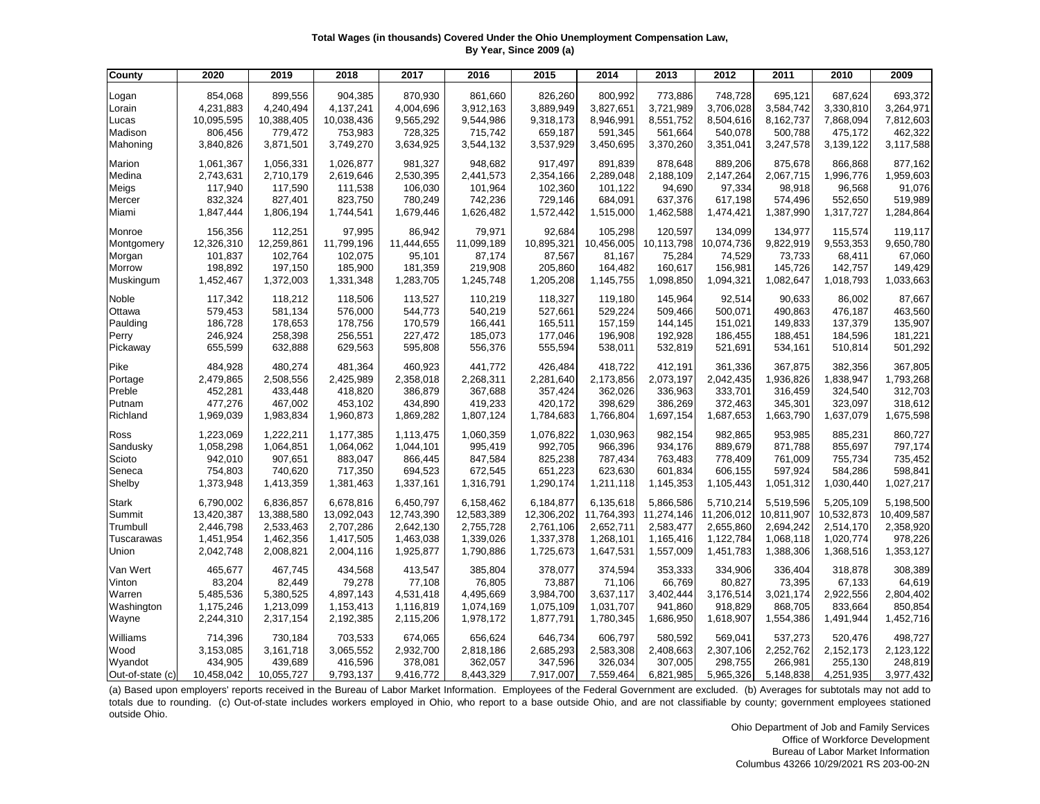**Total Wages (in thousands) Covered Under the Ohio Unemployment Compensation Law, By Year, Since 2009 (a)**

| County | 2020 | 2019 | 2018 | 2017 | 2016 | 2015 | 2014 | 2013 | 2012 | 2011 | 2010 | 2009 |
|---|---|---|---|---|---|---|---|---|---|---|---|---|
| Logan | 854,068 | 899,556 | 904,385 | 870,930 | 861,660 | 826,260 | 800,992 | 773,886 | 748,728 | 695,121 | 687,624 | 693,372 |
| Lorain | 4,231,883 | 4,240,494 | 4,137,241 | 4,004,696 | 3,912,163 | 3,889,949 | 3,827,651 | 3,721,989 | 3,706,028 | 3,584,742 | 3,330,810 | 3,264,971 |
| Lucas | 10,095,595 | 10,388,405 | 10,038,436 | 9,565,292 | 9,544,986 | 9,318,173 | 8,946,991 | 8,551,752 | 8,504,616 | 8,162,737 | 7,868,094 | 7,812,603 |
| Madison | 806,456 | 779,472 | 753,983 | 728,325 | 715,742 | 659,187 | 591,345 | 561,664 | 540,078 | 500,788 | 475,172 | 462,322 |
| Mahoning | 3,840,826 | 3,871,501 | 3,749,270 | 3,634,925 | 3,544,132 | 3,537,929 | 3,450,695 | 3,370,260 | 3,351,041 | 3,247,578 | 3,139,122 | 3,117,588 |
| Marion | 1,061,367 | 1,056,331 | 1,026,877 | 981,327 | 948,682 | 917,497 | 891,839 | 878,648 | 889,206 | 875,678 | 866,868 | 877,162 |
| Medina | 2,743,631 | 2,710,179 | 2,619,646 | 2,530,395 | 2,441,573 | 2,354,166 | 2,289,048 | 2,188,109 | 2,147,264 | 2,067,715 | 1,996,776 | 1,959,603 |
| Meigs | 117,940 | 117,590 | 111,538 | 106,030 | 101,964 | 102,360 | 101,122 | 94,690 | 97,334 | 98,918 | 96,568 | 91,076 |
| Mercer | 832,324 | 827,401 | 823,750 | 780,249 | 742,236 | 729,146 | 684,091 | 637,376 | 617,198 | 574,496 | 552,650 | 519,989 |
| Miami | 1,847,444 | 1,806,194 | 1,744,541 | 1,679,446 | 1,626,482 | 1,572,442 | 1,515,000 | 1,462,588 | 1,474,421 | 1,387,990 | 1,317,727 | 1,284,864 |
| Monroe | 156,356 | 112,251 | 97,995 | 86,942 | 79,971 | 92,684 | 105,298 | 120,597 | 134,099 | 134,977 | 115,574 | 119,117 |
| Montgomery | 12,326,310 | 12,259,861 | 11,799,196 | 11,444,655 | 11,099,189 | 10,895,321 | 10,456,005 | 10,113,798 | 10,074,736 | 9,822,919 | 9,553,353 | 9,650,780 |
| Morgan | 101,837 | 102,764 | 102,075 | 95,101 | 87,174 | 87,567 | 81,167 | 75,284 | 74,529 | 73,733 | 68,411 | 67,060 |
| Morrow | 198,892 | 197,150 | 185,900 | 181,359 | 219,908 | 205,860 | 164,482 | 160,617 | 156,981 | 145,726 | 142,757 | 149,429 |
| Muskingum | 1,452,467 | 1,372,003 | 1,331,348 | 1,283,705 | 1,245,748 | 1,205,208 | 1,145,755 | 1,098,850 | 1,094,321 | 1,082,647 | 1,018,793 | 1,033,663 |
| Noble | 117,342 | 118,212 | 118,506 | 113,527 | 110,219 | 118,327 | 119,180 | 145,964 | 92,514 | 90,633 | 86,002 | 87,667 |
| Ottawa | 579,453 | 581,134 | 576,000 | 544,773 | 540,219 | 527,661 | 529,224 | 509,466 | 500,071 | 490,863 | 476,187 | 463,560 |
| Paulding | 186,728 | 178,653 | 178,756 | 170,579 | 166,441 | 165,511 | 157,159 | 144,145 | 151,021 | 149,833 | 137,379 | 135,907 |
| Perry | 246,924 | 258,398 | 256,551 | 227,472 | 185,073 | 177,046 | 196,908 | 192,928 | 186,455 | 188,451 | 184,596 | 181,221 |
| Pickaway | 655,599 | 632,888 | 629,563 | 595,808 | 556,376 | 555,594 | 538,011 | 532,819 | 521,691 | 534,161 | 510,814 | 501,292 |
| Pike | 484,928 | 480,274 | 481,364 | 460,923 | 441,772 | 426,484 | 418,722 | 412,191 | 361,336 | 367,875 | 382,356 | 367,805 |
| Portage | 2,479,865 | 2,508,556 | 2,425,989 | 2,358,018 | 2,268,311 | 2,281,640 | 2,173,856 | 2,073,197 | 2,042,435 | 1,936,826 | 1,838,947 | 1,793,268 |
| Preble | 452,281 | 433,448 | 418,820 | 386,879 | 367,688 | 357,424 | 362,026 | 336,963 | 333,701 | 316,459 | 324,540 | 312,703 |
| Putnam | 477,276 | 467,002 | 453,102 | 434,890 | 419,233 | 420,172 | 398,629 | 386,269 | 372,463 | 345,301 | 323,097 | 318,612 |
| Richland | 1,969,039 | 1,983,834 | 1,960,873 | 1,869,282 | 1,807,124 | 1,784,683 | 1,766,804 | 1,697,154 | 1,687,653 | 1,663,790 | 1,637,079 | 1,675,598 |
| Ross | 1,223,069 | 1,222,211 | 1,177,385 | 1,113,475 | 1,060,359 | 1,076,822 | 1,030,963 | 982,154 | 982,865 | 953,985 | 885,231 | 860,727 |
| Sandusky | 1,058,298 | 1,064,851 | 1,064,062 | 1,044,101 | 995,419 | 992,705 | 966,396 | 934,176 | 889,679 | 871,788 | 855,697 | 797,174 |
| Scioto | 942,010 | 907,651 | 883,047 | 866,445 | 847,584 | 825,238 | 787,434 | 763,483 | 778,409 | 761,009 | 755,734 | 735,452 |
| Seneca | 754,803 | 740,620 | 717,350 | 694,523 | 672,545 | 651,223 | 623,630 | 601,834 | 606,155 | 597,924 | 584,286 | 598,841 |
| Shelby | 1,373,948 | 1,413,359 | 1,381,463 | 1,337,161 | 1,316,791 | 1,290,174 | 1,211,118 | 1,145,353 | 1,105,443 | 1,051,312 | 1,030,440 | 1,027,217 |
| Stark | 6,790,002 | 6,836,857 | 6,678,816 | 6,450,797 | 6,158,462 | 6,184,877 | 6,135,618 | 5,866,586 | 5,710,214 | 5,519,596 | 5,205,109 | 5,198,500 |
| Summit | 13,420,387 | 13,388,580 | 13,092,043 | 12,743,390 | 12,583,389 | 12,306,202 | 11,764,393 | 11,274,146 | 11,206,012 | 10,811,907 | 10,532,873 | 10,409,587 |
| Trumbull | 2,446,798 | 2,533,463 | 2,707,286 | 2,642,130 | 2,755,728 | 2,761,106 | 2,652,711 | 2,583,477 | 2,655,860 | 2,694,242 | 2,514,170 | 2,358,920 |
| Tuscarawas | 1,451,954 | 1,462,356 | 1,417,505 | 1,463,038 | 1,339,026 | 1,337,378 | 1,268,101 | 1,165,416 | 1,122,784 | 1,068,118 | 1,020,774 | 978,226 |
| Union | 2,042,748 | 2,008,821 | 2,004,116 | 1,925,877 | 1,790,886 | 1,725,673 | 1,647,531 | 1,557,009 | 1,451,783 | 1,388,306 | 1,368,516 | 1,353,127 |
| Van Wert | 465,677 | 467,745 | 434,568 | 413,547 | 385,804 | 378,077 | 374,594 | 353,333 | 334,906 | 336,404 | 318,878 | 308,389 |
| Vinton | 83,204 | 82,449 | 79,278 | 77,108 | 76,805 | 73,887 | 71,106 | 66,769 | 80,827 | 73,395 | 67,133 | 64,619 |
| Warren | 5,485,536 | 5,380,525 | 4,897,143 | 4,531,418 | 4,495,669 | 3,984,700 | 3,637,117 | 3,402,444 | 3,176,514 | 3,021,174 | 2,922,556 | 2,804,402 |
| Washington | 1,175,246 | 1,213,099 | 1,153,413 | 1,116,819 | 1,074,169 | 1,075,109 | 1,031,707 | 941,860 | 918,829 | 868,705 | 833,664 | 850,854 |
| Wayne | 2,244,310 | 2,317,154 | 2,192,385 | 2,115,206 | 1,978,172 | 1,877,791 | 1,780,345 | 1,686,950 | 1,618,907 | 1,554,386 | 1,491,944 | 1,452,716 |
| Williams | 714,396 | 730,184 | 703,533 | 674,065 | 656,624 | 646,734 | 606,797 | 580,592 | 569,041 | 537,273 | 520,476 | 498,727 |
| Wood | 3,153,085 | 3,161,718 | 3,065,552 | 2,932,700 | 2,818,186 | 2,685,293 | 2,583,308 | 2,408,663 | 2,307,106 | 2,252,762 | 2,152,173 | 2,123,122 |
| Wyandot | 434,905 | 439,689 | 416,596 | 378,081 | 362,057 | 347,596 | 326,034 | 307,005 | 298,755 | 266,981 | 255,130 | 248,819 |
| Out-of-state (c) | 10,458,042 | 10,055,727 | 9,793,137 | 9,416,772 | 8,443,329 | 7,917,007 | 7,559,464 | 6,821,985 | 5,965,326 | 5,148,838 | 4,251,935 | 3,977,432 |

(a) Based upon employers' reports received in the Bureau of Labor Market Information. Employees of the Federal Government are excluded. (b) Averages for subtotals may not add to totals due to rounding. (c) Out-of-state includes workers employed in Ohio, who report to a base outside Ohio, and are not classifiable by county; government employees stationed outside Ohio.

Ohio Department of Job and Family Services
Office of Workforce Development
Bureau of Labor Market Information
Columbus 43266 10/29/2021 RS 203-00-2N